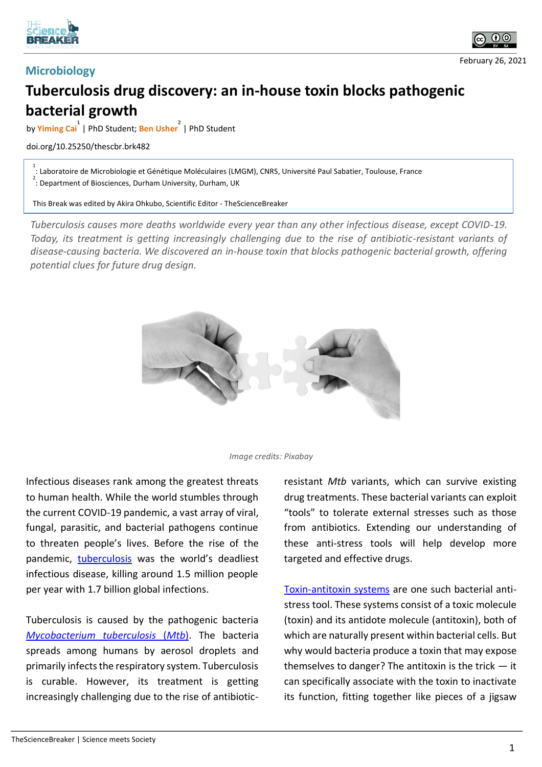Microbiology

# Tuberculosis drug discovery: an in-house toxin blocks pathogenic bacterial growth

by **Yiming Cai**[1] | PhD Student; **Ben Usher**[2] | PhD Student

doi.org/10.25250/thescbr.brk482

[1]: Laboratoire de Microbiologie et Génétique Moléculaires (LMGM), CNRS, Université Paul Sabatier, Toulouse, France
[2]: Department of Biosciences, Durham University, Durham, UK

This Break was edited by Akira Ohkubo, Scientific Editor - TheScienceBreaker

February 26, 2021

*Tuberculosis causes more deaths worldwide every year than any other infectious disease, except COVID-19. Today, its treatment is getting increasingly challenging due to the rise of antibiotic-resistant variants of disease-causing bacteria. We discovered an in-house toxin that blocks pathogenic bacterial growth, offering potential clues for future drug design.*

*Image credits: Pixabay*

Infectious diseases rank among the greatest threats to human health. While the world stumbles through the current COVID-19 pandemic, a vast array of viral, fungal, parasitic, and bacterial pathogens continue to threaten people's lives. Before the rise of the pandemic, tuberculosis was the world's deadliest infectious disease, killing around 1.5 million people per year with 1.7 billion global infections.

Tuberculosis is caused by the pathogenic bacteria *Mycobacterium tuberculosis (Mtb)*. The bacteria spreads among humans by aerosol droplets and primarily infects the respiratory system. Tuberculosis is curable. However, its treatment is getting increasingly challenging due to the rise of antibiotic-resistant *Mtb* variants, which can survive existing drug treatments. These bacterial variants can exploit "tools" to tolerate external stresses such as those from antibiotics. Extending our understanding of these anti-stress tools will help develop more targeted and effective drugs.

Toxin-antitoxin systems are one such bacterial anti-stress tool. These systems consist of a toxic molecule (toxin) and its antidote molecule (antitoxin), both of which are naturally present within bacterial cells. But why would bacteria produce a toxin that may expose themselves to danger? The antitoxin is the trick — it can specifically associate with the toxin to inactivate its function, fitting together like pieces of a jigsaw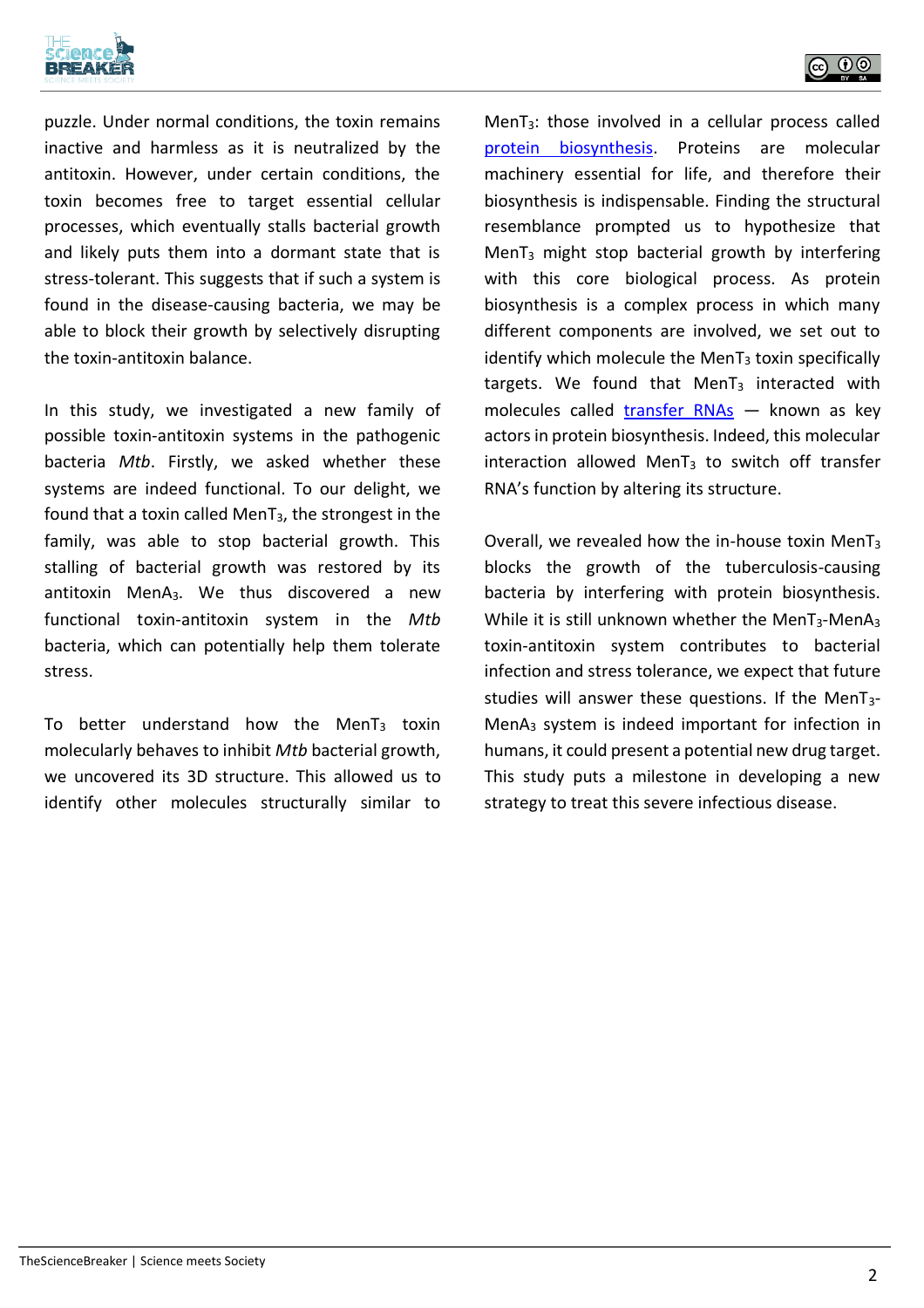puzzle. Under normal conditions, the toxin remains inactive and harmless as it is neutralized by the antitoxin. However, under certain conditions, the toxin becomes free to target essential cellular processes, which eventually stalls bacterial growth and likely puts them into a dormant state that is stress-tolerant. This suggests that if such a system is found in the disease-causing bacteria, we may be able to block their growth by selectively disrupting the toxin-antitoxin balance.

In this study, we investigated a new family of possible toxin-antitoxin systems in the pathogenic bacteria *Mtb*. Firstly, we asked whether these systems are indeed functional. To our delight, we found that a toxin called $MenT_3$, the strongest in the family, was able to stop bacterial growth. This stalling of bacterial growth was restored by its antitoxin $MenA_3$. We thus discovered a new functional toxin-antitoxin system in the *Mtb* bacteria, which can potentially help them tolerate stress.

To better understand how the $MenT_3$ toxin molecularly behaves to inhibit *Mtb* bacterial growth, we uncovered its 3D structure. This allowed us to identify other molecules structurally similar to $MenT_3$: those involved in a cellular process called protein biosynthesis. Proteins are molecular machinery essential for life, and therefore their biosynthesis is indispensable. Finding the structural resemblance prompted us to hypothesize that $MenT_3$ might stop bacterial growth by interfering with this core biological process. As protein biosynthesis is a complex process in which many different components are involved, we set out to identify which molecule the $MenT_3$ toxin specifically targets. We found that $MenT_3$ interacted with molecules called transfer RNAs — known as key actors in protein biosynthesis. Indeed, this molecular interaction allowed $MenT_3$ to switch off transfer RNA's function by altering its structure.

Overall, we revealed how the in-house toxin $MenT_3$ blocks the growth of the tuberculosis-causing bacteria by interfering with protein biosynthesis. While it is still unknown whether the $MenT_3$-$MenA_3$ toxin-antitoxin system contributes to bacterial infection and stress tolerance, we expect that future studies will answer these questions. If the $MenT_3$-$MenA_3$ system is indeed important for infection in humans, it could present a potential new drug target. This study puts a milestone in developing a new strategy to treat this severe infectious disease.